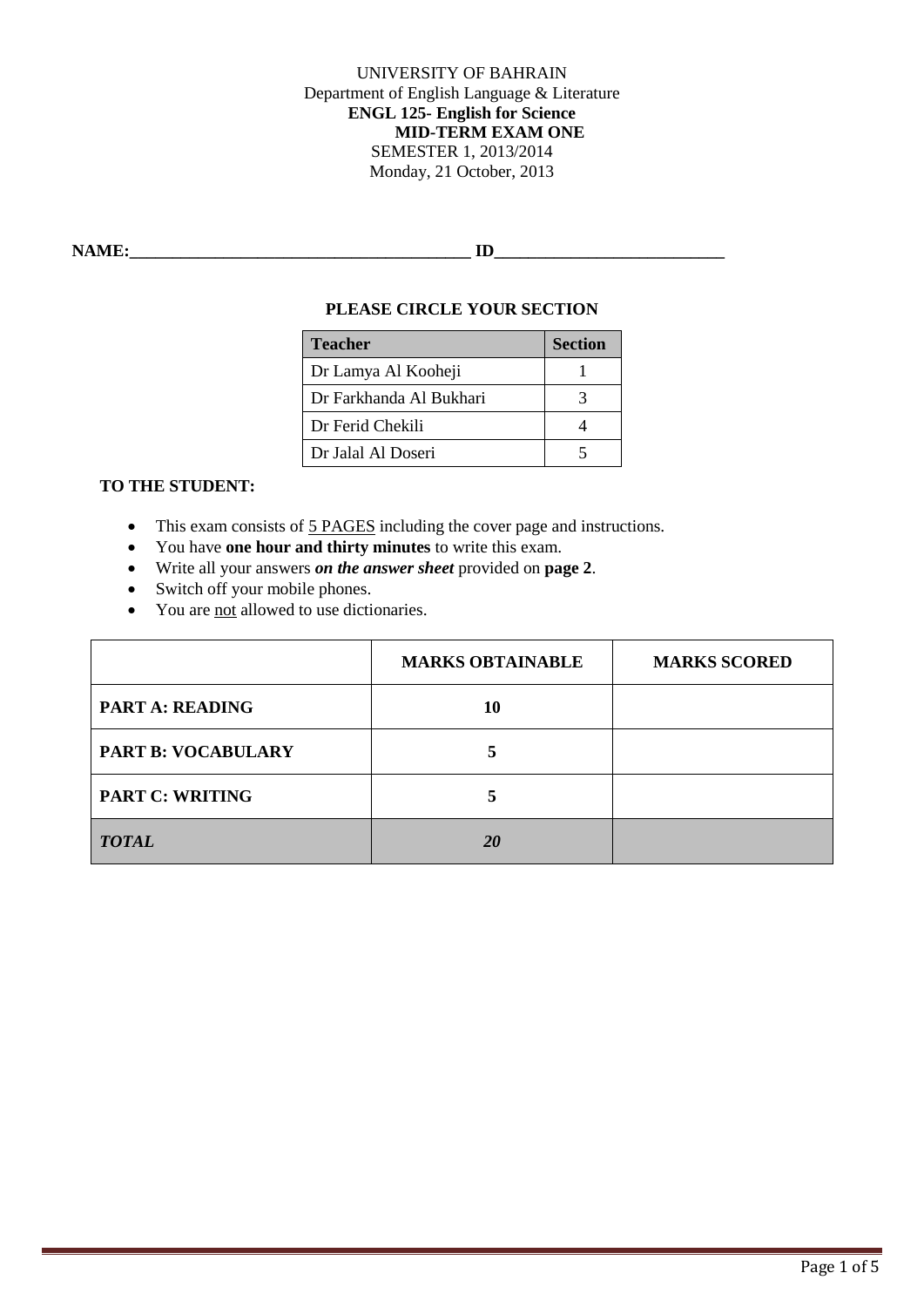UNIVERSITY OF BAHRAIN
Department of English Language & Literature
**ENGL 125- English for Science**
**MID-TERM EXAM ONE**
SEMESTER 1, 2013/2014
Monday, 21 October, 2013

**NAME:**\_\_\_\_\_\_\_\_\_\_\_\_\_\_\_\_\_\_\_\_\_\_\_\_\_\_\_\_\_\_\_\_\_\_\_\_\_\_\_\_ **ID**\_\_\_\_\_\_\_\_\_\_\_\_\_\_\_\_\_\_\_\_\_\_\_\_\_\_\_

**PLEASE CIRCLE YOUR SECTION**

| Teacher | Section |
|---|---|
| Dr Lamya Al Kooheji | 1 |
| Dr Farkhanda Al Bukhari | 3 |
| Dr Ferid Chekili | 4 |
| Dr Jalal Al Doseri | 5 |

**TO THE STUDENT:**

- This exam consists of 5 PAGES including the cover page and instructions.
- You have **one hour and thirty minutes** to write this exam.
- Write all your answers ***on the answer sheet*** provided on **page 2**.
- Switch off your mobile phones.
- You are not allowed to use dictionaries.

| | MARKS OBTAINABLE | MARKS SCORED |
|---|---|---|
| **PART A: READING** | **10** | |
| **PART B: VOCABULARY** | **5** | |
| **PART C: WRITING** | **5** | |
| ***TOTAL*** | ***20*** | |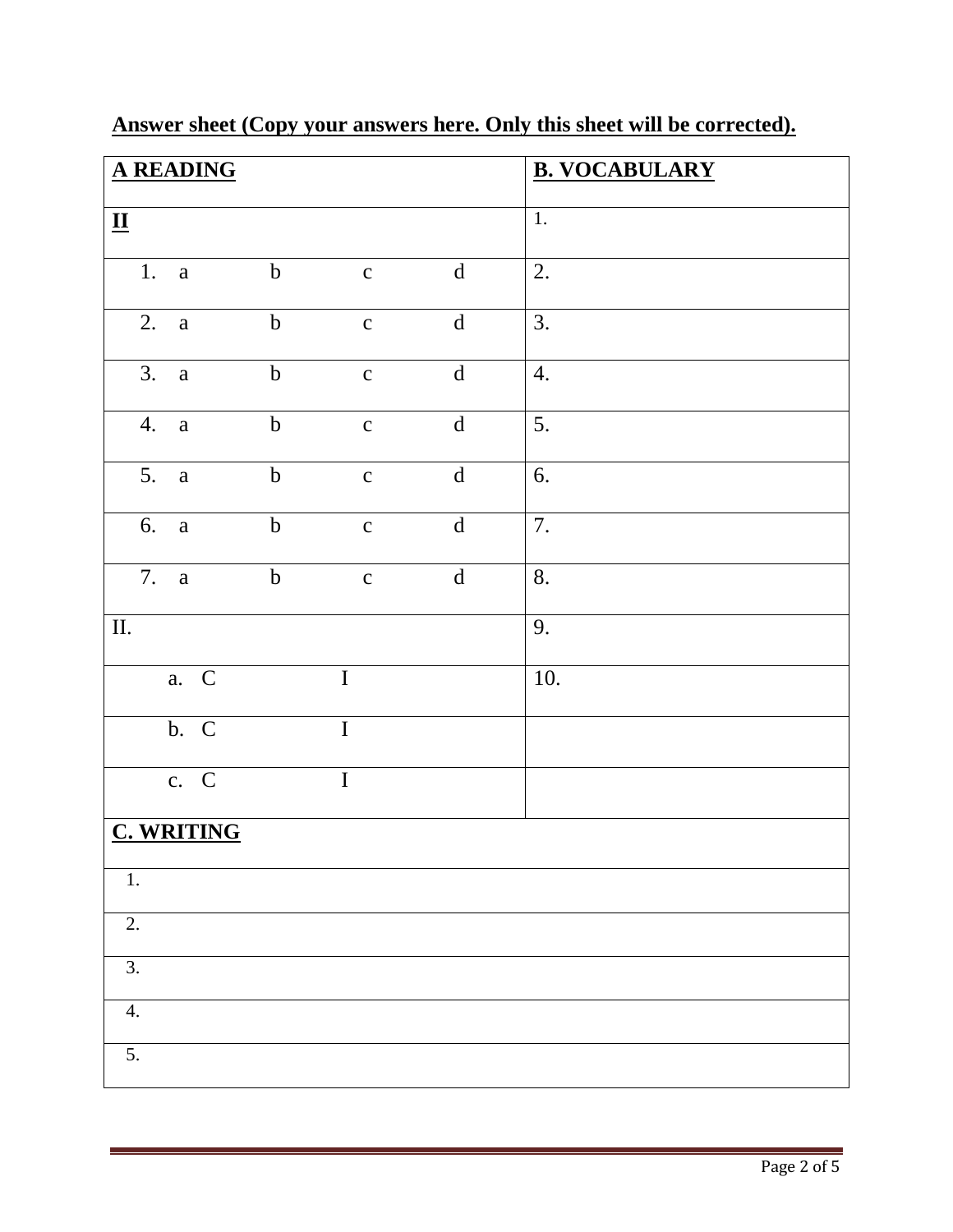**Answer sheet (Copy your answers here. Only this sheet will be corrected).**

| **A READING** | | | | | **B. VOCABULARY** |
|---|---|---|---|---|---|
| **II** | | | | | 1. |
| 1. | a | b | c | d | 2. |
| 2. | a | b | c | d | 3. |
| 3. | a | b | c | d | 4. |
| 4. | a | b | c | d | 5. |
| 5. | a | b | c | d | 6. |
| 6. | a | b | c | d | 7. |
| 7. | a | b | c | d | 8. |
| II. | | | | | 9. |
| a. | C | I | | | 10. |
| b. | C | I | | | |
| c. | C | I | | | |

| **C. WRITING** |
|---|
| 1. |
| 2. |
| 3. |
| 4. |
| 5. |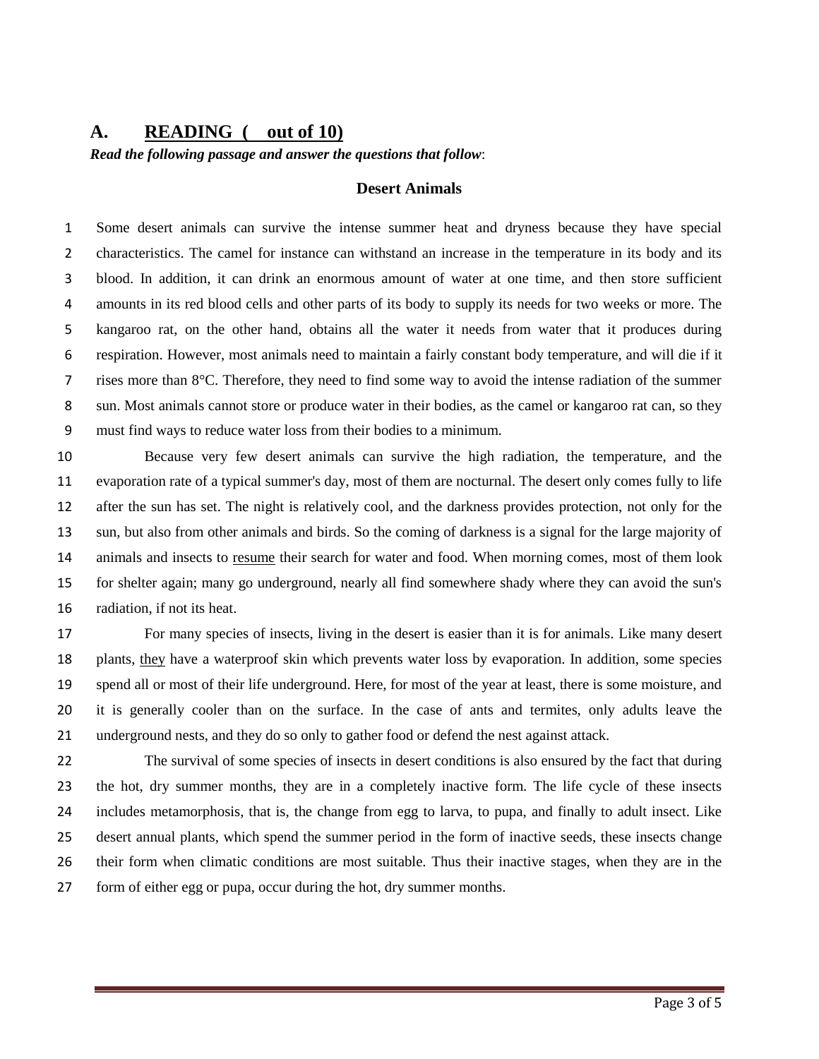## A. READING ( out of 10)

***Read the following passage and answer the questions that follow*:**

### Desert Animals

Some desert animals can survive the intense summer heat and dryness because they have special characteristics. The camel for instance can withstand an increase in the temperature in its body and its blood. In addition, it can drink an enormous amount of water at one time, and then store sufficient amounts in its red blood cells and other parts of its body to supply its needs for two weeks or more. The kangaroo rat, on the other hand, obtains all the water it needs from water that it produces during respiration. However, most animals need to maintain a fairly constant body temperature, and will die if it rises more than 8°C. Therefore, they need to find some way to avoid the intense radiation of the summer sun. Most animals cannot store or produce water in their bodies, as the camel or kangaroo rat can, so they must find ways to reduce water loss from their bodies to a minimum.

Because very few desert animals can survive the high radiation, the temperature, and the evaporation rate of a typical summer's day, most of them are nocturnal. The desert only comes fully to life after the sun has set. The night is relatively cool, and the darkness provides protection, not only for the sun, but also from other animals and birds. So the coming of darkness is a signal for the large majority of animals and insects to <u>resume</u> their search for water and food. When morning comes, most of them look for shelter again; many go underground, nearly all find somewhere shady where they can avoid the sun's radiation, if not its heat.

For many species of insects, living in the desert is easier than it is for animals. Like many desert plants, <u>they</u> have a waterproof skin which prevents water loss by evaporation. In addition, some species spend all or most of their life underground. Here, for most of the year at least, there is some moisture, and it is generally cooler than on the surface. In the case of ants and termites, only adults leave the underground nests, and they do so only to gather food or defend the nest against attack.

The survival of some species of insects in desert conditions is also ensured by the fact that during the hot, dry summer months, they are in a completely inactive form. The life cycle of these insects includes metamorphosis, that is, the change from egg to larva, to pupa, and finally to adult insect. Like desert annual plants, which spend the summer period in the form of inactive seeds, these insects change their form when climatic conditions are most suitable. Thus their inactive stages, when they are in the form of either egg or pupa, occur during the hot, dry summer months.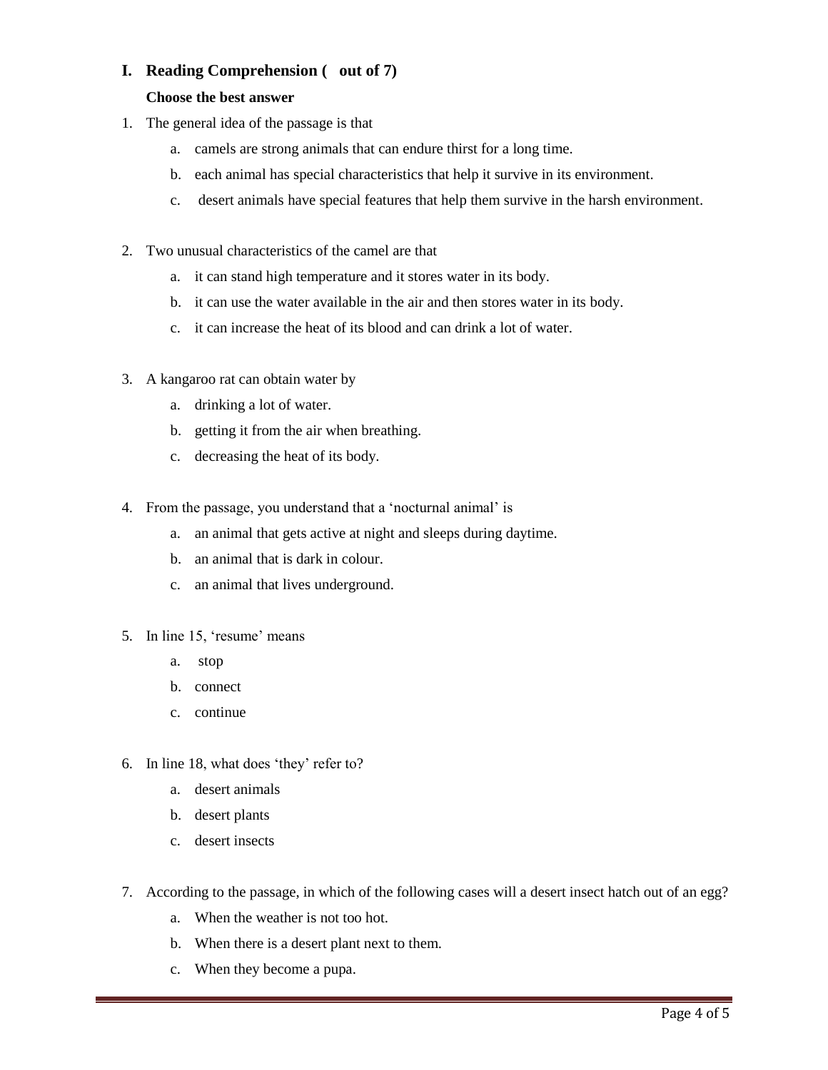## I. Reading Comprehension ( out of 7)

**Choose the best answer**

1. The general idea of the passage is that
   a. camels are strong animals that can endure thirst for a long time.
   b. each animal has special characteristics that help it survive in its environment.
   c. desert animals have special features that help them survive in the harsh environment.

2. Two unusual characteristics of the camel are that
   a. it can stand high temperature and it stores water in its body.
   b. it can use the water available in the air and then stores water in its body.
   c. it can increase the heat of its blood and can drink a lot of water.

3. A kangaroo rat can obtain water by
   a. drinking a lot of water.
   b. getting it from the air when breathing.
   c. decreasing the heat of its body.

4. From the passage, you understand that a 'nocturnal animal' is
   a. an animal that gets active at night and sleeps during daytime.
   b. an animal that is dark in colour.
   c. an animal that lives underground.

5. In line 15, 'resume' means
   a. stop
   b. connect
   c. continue

6. In line 18, what does 'they' refer to?
   a. desert animals
   b. desert plants
   c. desert insects

7. According to the passage, in which of the following cases will a desert insect hatch out of an egg?
   a. When the weather is not too hot.
   b. When there is a desert plant next to them.
   c. When they become a pupa.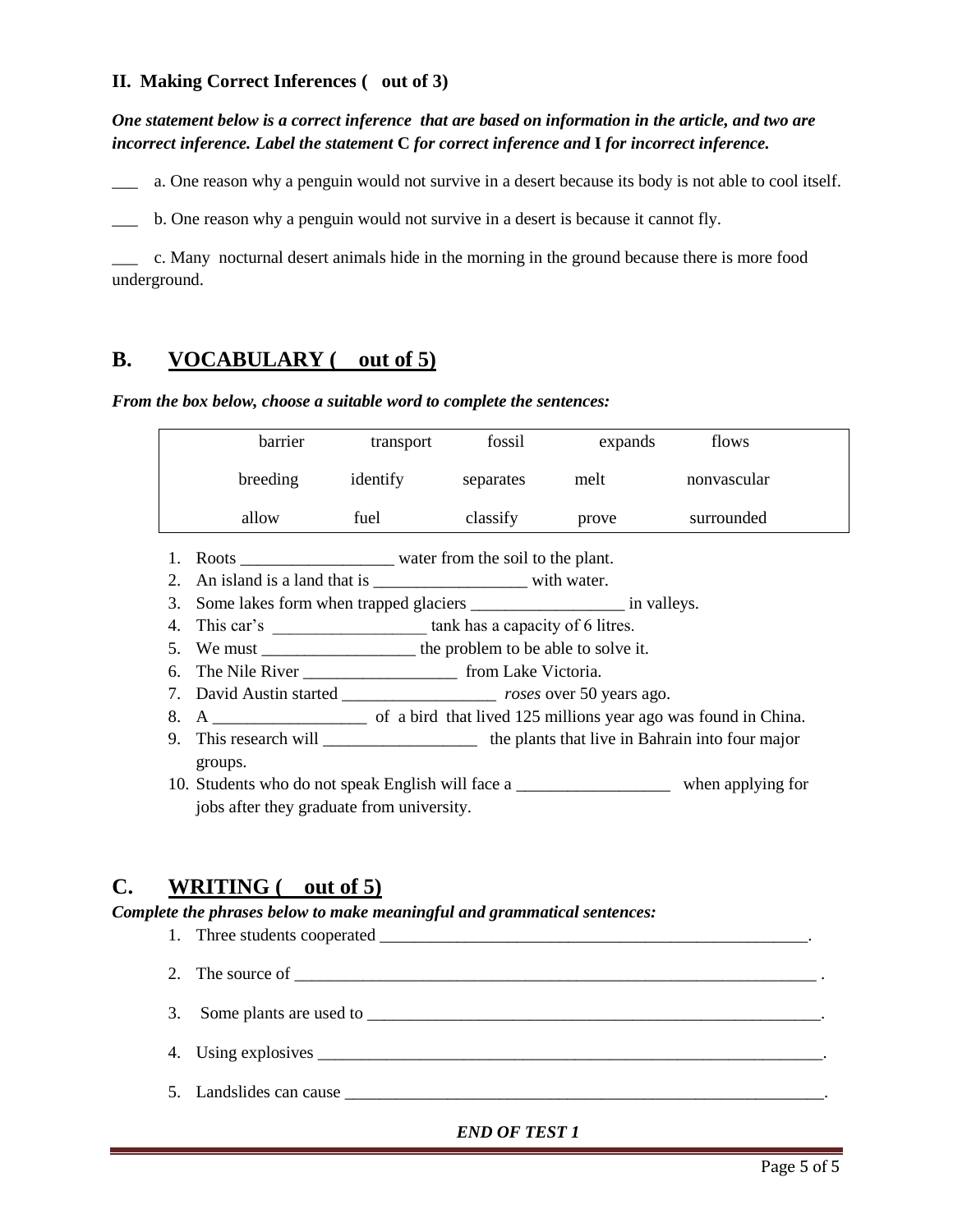**II. Making Correct Inferences ( out of 3)**

***One statement below is a correct inference that are based on information in the article, and two are incorrect inference. Label the statement* C *for correct inference and* I *for incorrect inference.***

___ a. One reason why a penguin would not survive in a desert because its body is not able to cool itself.

___ b. One reason why a penguin would not survive in a desert is because it cannot fly.

___ c. Many nocturnal desert animals hide in the morning in the ground because there is more food underground.

## B. VOCABULARY ( out of 5)

***From the box below, choose a suitable word to complete the sentences:***

| | | | | |
|---|---|---|---|---|
| barrier | transport | fossil | expands | flows |
| breeding | identify | separates | melt | nonvascular |
| allow | fuel | classify | prove | surrounded |

1. Roots __________________ water from the soil to the plant.
2. An island is a land that is __________________ with water.
3. Some lakes form when trapped glaciers __________________ in valleys.
4. This car's __________________ tank has a capacity of 6 litres.
5. We must __________________ the problem to be able to solve it.
6. The Nile River __________________ from Lake Victoria.
7. David Austin started __________________ *roses* over 50 years ago.
8. A __________________ of a bird that lived 125 millions year ago was found in China.
9. This research will __________________ the plants that live in Bahrain into four major groups.
10. Students who do not speak English will face a __________________ when applying for jobs after they graduate from university.

## C. WRITING ( out of 5)

***Complete the phrases below to make meaningful and grammatical sentences:***

1. Three students cooperated ____________________________________________________.
2. The source of _________________________________________________________________ .
3. Some plants are used to ______________________________________________________.
4. Using explosives ______________________________________________________________.
5. Landslides can cause __________________________________________________________.

***END OF TEST 1***